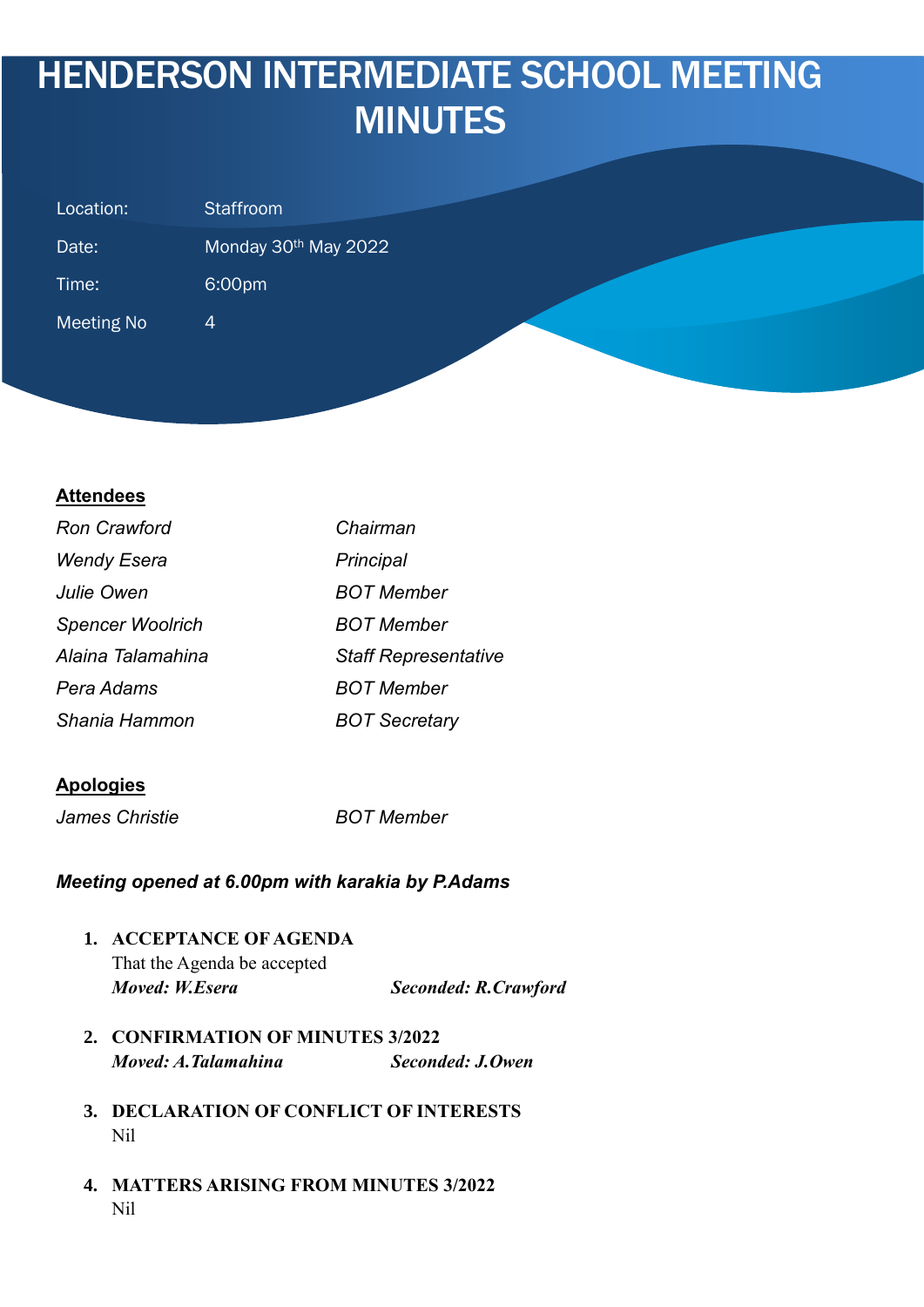# HENDERSON INTERMEDIATE SCHOOL MEETING MINUTES

| | |
|---|---|
| Location: | Staffroom |
| Date: | Monday 30th May 2022 |
| Time: | 6:00pm |
| Meeting No | 4 |

**Attendees**

| | |
|---|---|
| *Ron Crawford* | *Chairman* |
| *Wendy Esera* | *Principal* |
| *Julie Owen* | *BOT Member* |
| *Spencer Woolrich* | *BOT Member* |
| *Alaina Talamahina* | *Staff Representative* |
| *Pera Adams* | *BOT Member* |
| *Shania Hammon* | *BOT Secretary* |

**Apologies**

| | |
|---|---|
| *James Christie* | *BOT Member* |

***Meeting opened at 6.00pm with karakia by P.Adams***

1. **ACCEPTANCE OF AGENDA**
   That the Agenda be accepted
   ***Moved: W.Esera*** ***Seconded: R.Crawford***

2. **CONFIRMATION OF MINUTES 3/2022**
   ***Moved: A.Talamahina*** ***Seconded: J.Owen***

3. **DECLARATION OF CONFLICT OF INTERESTS**
   Nil

4. **MATTERS ARISING FROM MINUTES 3/2022**
   Nil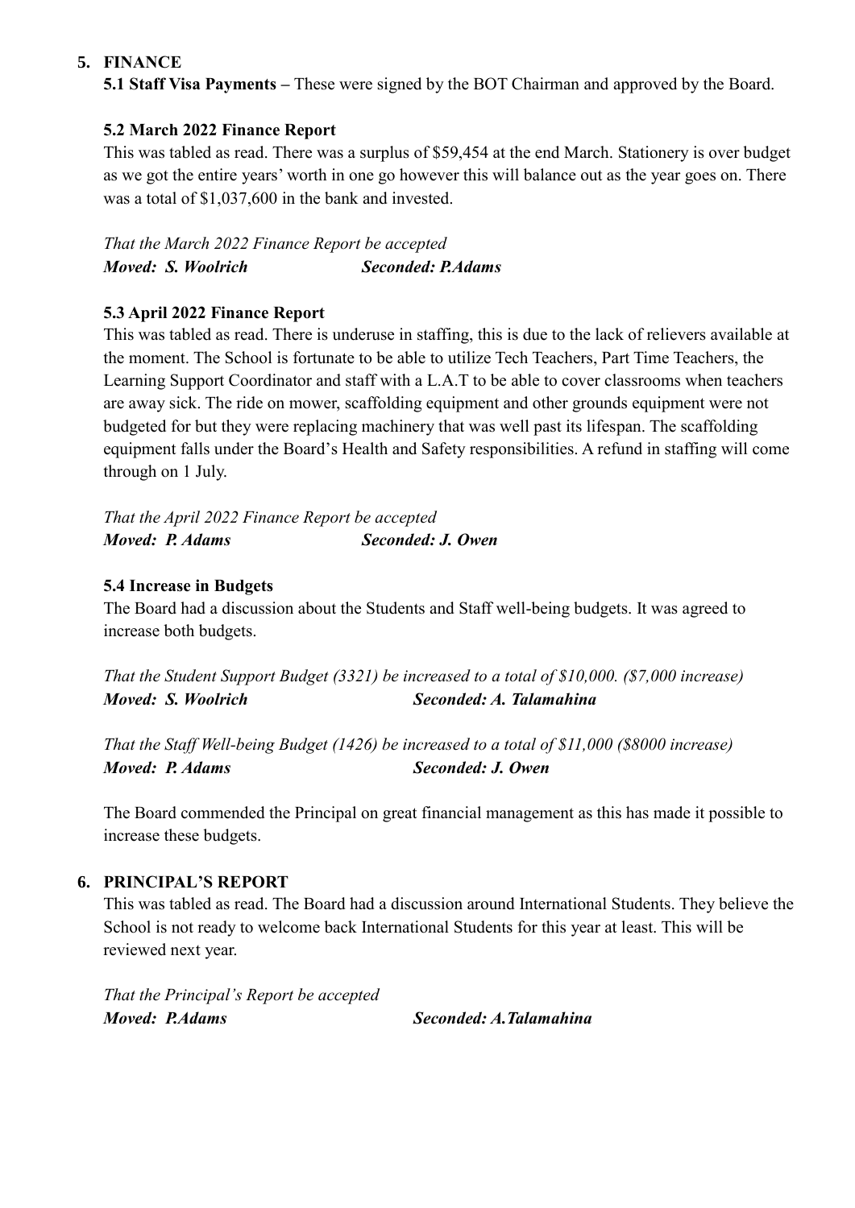## 5. FINANCE

**5.1 Staff Visa Payments –** These were signed by the BOT Chairman and approved by the Board.

**5.2 March 2022 Finance Report**

This was tabled as read. There was a surplus of $59,454 at the end March. Stationery is over budget as we got the entire years' worth in one go however this will balance out as the year goes on. There was a total of $1,037,600 in the bank and invested.

*That the March 2022 Finance Report be accepted*

***Moved: S. Woolrich*** ***Seconded: P.Adams***

**5.3 April 2022 Finance Report**

This was tabled as read. There is underuse in staffing, this is due to the lack of relievers available at the moment. The School is fortunate to be able to utilize Tech Teachers, Part Time Teachers, the Learning Support Coordinator and staff with a L.A.T to be able to cover classrooms when teachers are away sick. The ride on mower, scaffolding equipment and other grounds equipment were not budgeted for but they were replacing machinery that was well past its lifespan. The scaffolding equipment falls under the Board's Health and Safety responsibilities. A refund in staffing will come through on 1 July.

*That the April 2022 Finance Report be accepted*

***Moved: P. Adams*** ***Seconded: J. Owen***

**5.4 Increase in Budgets**

The Board had a discussion about the Students and Staff well-being budgets. It was agreed to increase both budgets.

*That the Student Support Budget (3321) be increased to a total of $10,000. ($7,000 increase)*

***Moved: S. Woolrich*** ***Seconded: A. Talamahina***

*That the Staff Well-being Budget (1426) be increased to a total of $11,000 ($8000 increase)*

***Moved: P. Adams*** ***Seconded: J. Owen***

The Board commended the Principal on great financial management as this has made it possible to increase these budgets.

## 6. PRINCIPAL'S REPORT

This was tabled as read. The Board had a discussion around International Students. They believe the School is not ready to welcome back International Students for this year at least. This will be reviewed next year.

*That the Principal's Report be accepted*

***Moved: P.Adams*** ***Seconded: A.Talamahina***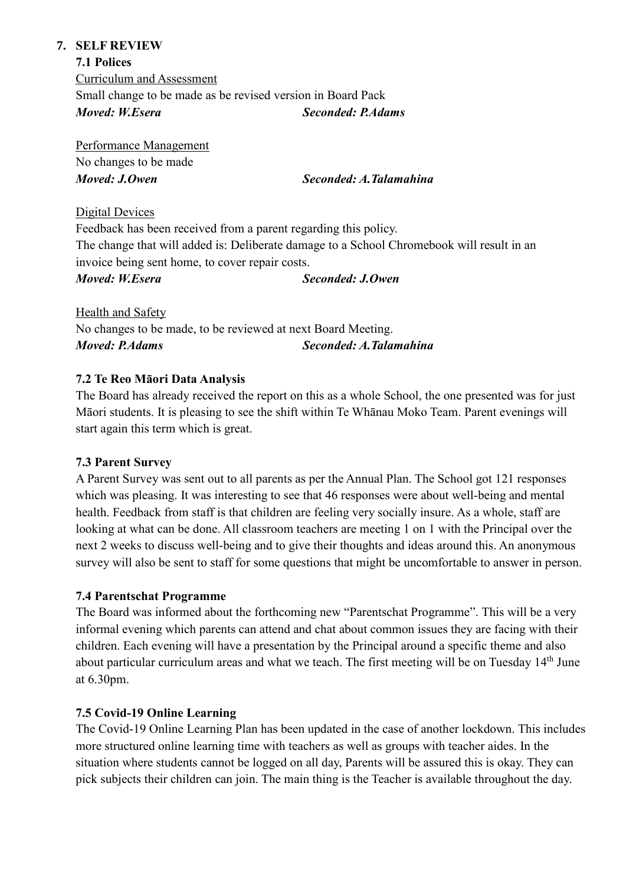## 7. SELF REVIEW

### 7.1 Polices

Curriculum and Assessment

Small change to be made as be revised version in Board Pack

***Moved: W.Esera*** ***Seconded: P.Adams***

Performance Management

No changes to be made

***Moved: J.Owen*** ***Seconded: A.Talamahina***

Digital Devices

Feedback has been received from a parent regarding this policy.

The change that will added is: Deliberate damage to a School Chromebook will result in an invoice being sent home, to cover repair costs.

***Moved: W.Esera*** ***Seconded: J.Owen***

Health and Safety

No changes to be made, to be reviewed at next Board Meeting.

***Moved: P.Adams*** ***Seconded: A.Talamahina***

### 7.2 Te Reo Māori Data Analysis

The Board has already received the report on this as a whole School, the one presented was for just Māori students. It is pleasing to see the shift within Te Whānau Moko Team. Parent evenings will start again this term which is great.

### 7.3 Parent Survey

A Parent Survey was sent out to all parents as per the Annual Plan. The School got 121 responses which was pleasing. It was interesting to see that 46 responses were about well-being and mental health. Feedback from staff is that children are feeling very socially insure. As a whole, staff are looking at what can be done. All classroom teachers are meeting 1 on 1 with the Principal over the next 2 weeks to discuss well-being and to give their thoughts and ideas around this. An anonymous survey will also be sent to staff for some questions that might be uncomfortable to answer in person.

### 7.4 Parentschat Programme

The Board was informed about the forthcoming new "Parentschat Programme". This will be a very informal evening which parents can attend and chat about common issues they are facing with their children. Each evening will have a presentation by the Principal around a specific theme and also about particular curriculum areas and what we teach. The first meeting will be on Tuesday 14th June at 6.30pm.

### 7.5 Covid-19 Online Learning

The Covid-19 Online Learning Plan has been updated in the case of another lockdown. This includes more structured online learning time with teachers as well as groups with teacher aides. In the situation where students cannot be logged on all day, Parents will be assured this is okay. They can pick subjects their children can join. The main thing is the Teacher is available throughout the day.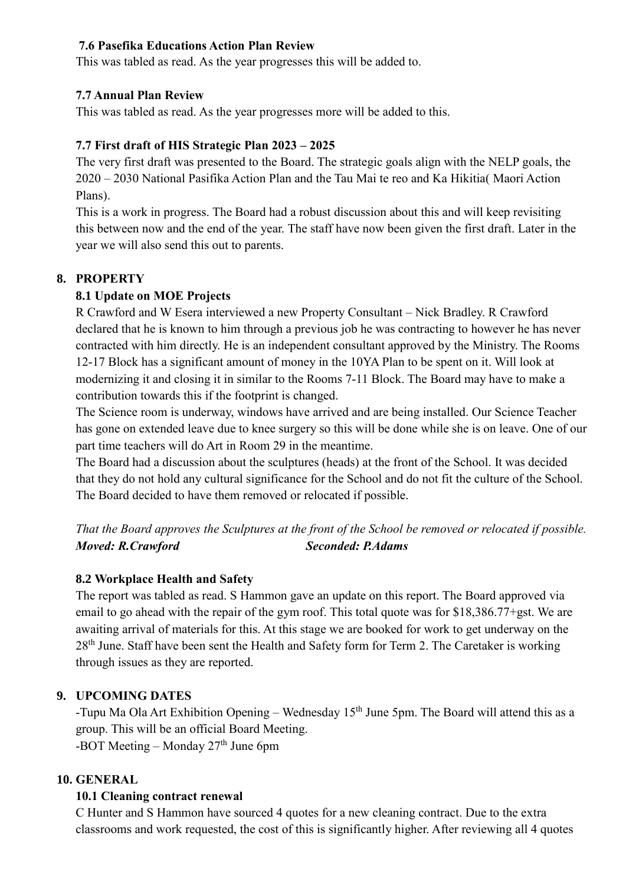### 7.6 Pasefika Educations Action Plan Review

This was tabled as read. As the year progresses this will be added to.

### 7.7 Annual Plan Review

This was tabled as read. As the year progresses more will be added to this.

### 7.7 First draft of HIS Strategic Plan 2023 – 2025

The very first draft was presented to the Board. The strategic goals align with the NELP goals, the 2020 – 2030 National Pasifika Action Plan and the Tau Mai te reo and Ka Hikitia( Maori Action Plans).

This is a work in progress. The Board had a robust discussion about this and will keep revisiting this between now and the end of the year. The staff have now been given the first draft. Later in the year we will also send this out to parents.

## 8. PROPERTY

### 8.1 Update on MOE Projects

R Crawford and W Esera interviewed a new Property Consultant – Nick Bradley. R Crawford declared that he is known to him through a previous job he was contracting to however he has never contracted with him directly. He is an independent consultant approved by the Ministry. The Rooms 12-17 Block has a significant amount of money in the 10YA Plan to be spent on it. Will look at modernizing it and closing it in similar to the Rooms 7-11 Block. The Board may have to make a contribution towards this if the footprint is changed.

The Science room is underway, windows have arrived and are being installed. Our Science Teacher has gone on extended leave due to knee surgery so this will be done while she is on leave. One of our part time teachers will do Art in Room 29 in the meantime.

The Board had a discussion about the sculptures (heads) at the front of the School. It was decided that they do not hold any cultural significance for the School and do not fit the culture of the School. The Board decided to have them removed or relocated if possible.

*That the Board approves the Sculptures at the front of the School be removed or relocated if possible.*
***Moved: R.Crawford*** ***Seconded: P.Adams***

### 8.2 Workplace Health and Safety

The report was tabled as read. S Hammon gave an update on this report. The Board approved via email to go ahead with the repair of the gym roof. This total quote was for $18,386.77+gst. We are awaiting arrival of materials for this. At this stage we are booked for work to get underway on the 28th June. Staff have been sent the Health and Safety form for Term 2. The Caretaker is working through issues as they are reported.

## 9. UPCOMING DATES

-Tupu Ma Ola Art Exhibition Opening – Wednesday 15th June 5pm. The Board will attend this as a group. This will be an official Board Meeting.
-BOT Meeting – Monday 27th June 6pm

## 10. GENERAL

### 10.1 Cleaning contract renewal

C Hunter and S Hammon have sourced 4 quotes for a new cleaning contract. Due to the extra classrooms and work requested, the cost of this is significantly higher. After reviewing all 4 quotes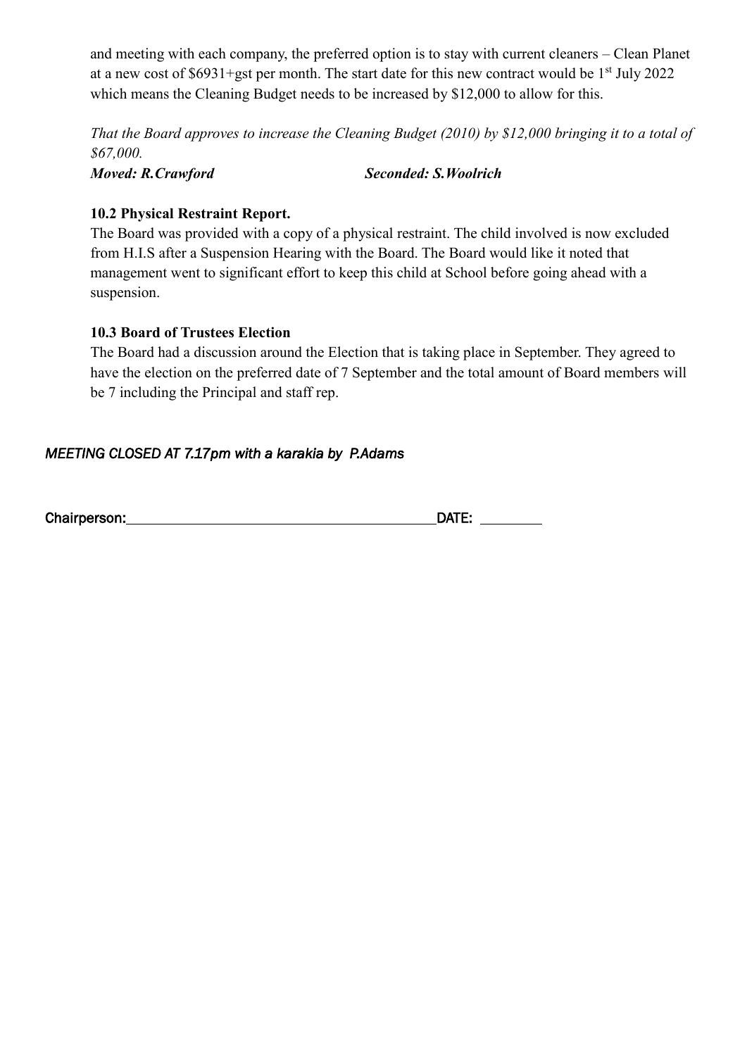and meeting with each company, the preferred option is to stay with current cleaners – Clean Planet at a new cost of $6931+gst per month. The start date for this new contract would be 1st July 2022 which means the Cleaning Budget needs to be increased by $12,000 to allow for this.

*That the Board approves to increase the Cleaning Budget (2010) by $12,000 bringing it to a total of $67,000.*

***Moved: R.Crawford*** ***Seconded: S.Woolrich***

**10.2 Physical Restraint Report.**

The Board was provided with a copy of a physical restraint. The child involved is now excluded from H.I.S after a Suspension Hearing with the Board. The Board would like it noted that management went to significant effort to keep this child at School before going ahead with a suspension.

**10.3 Board of Trustees Election**

The Board had a discussion around the Election that is taking place in September. They agreed to have the election on the preferred date of 7 September and the total amount of Board members will be 7 including the Principal and staff rep.

*MEETING CLOSED AT 7.17pm with a karakia by P.Adams*

Chairperson:\_\_\_\_\_\_\_\_\_\_\_\_\_\_\_\_\_\_\_\_\_\_\_\_\_\_\_\_\_\_\_\_\_\_\_\_\_\_\_\_ DATE: \_\_\_\_\_\_\_\_\_